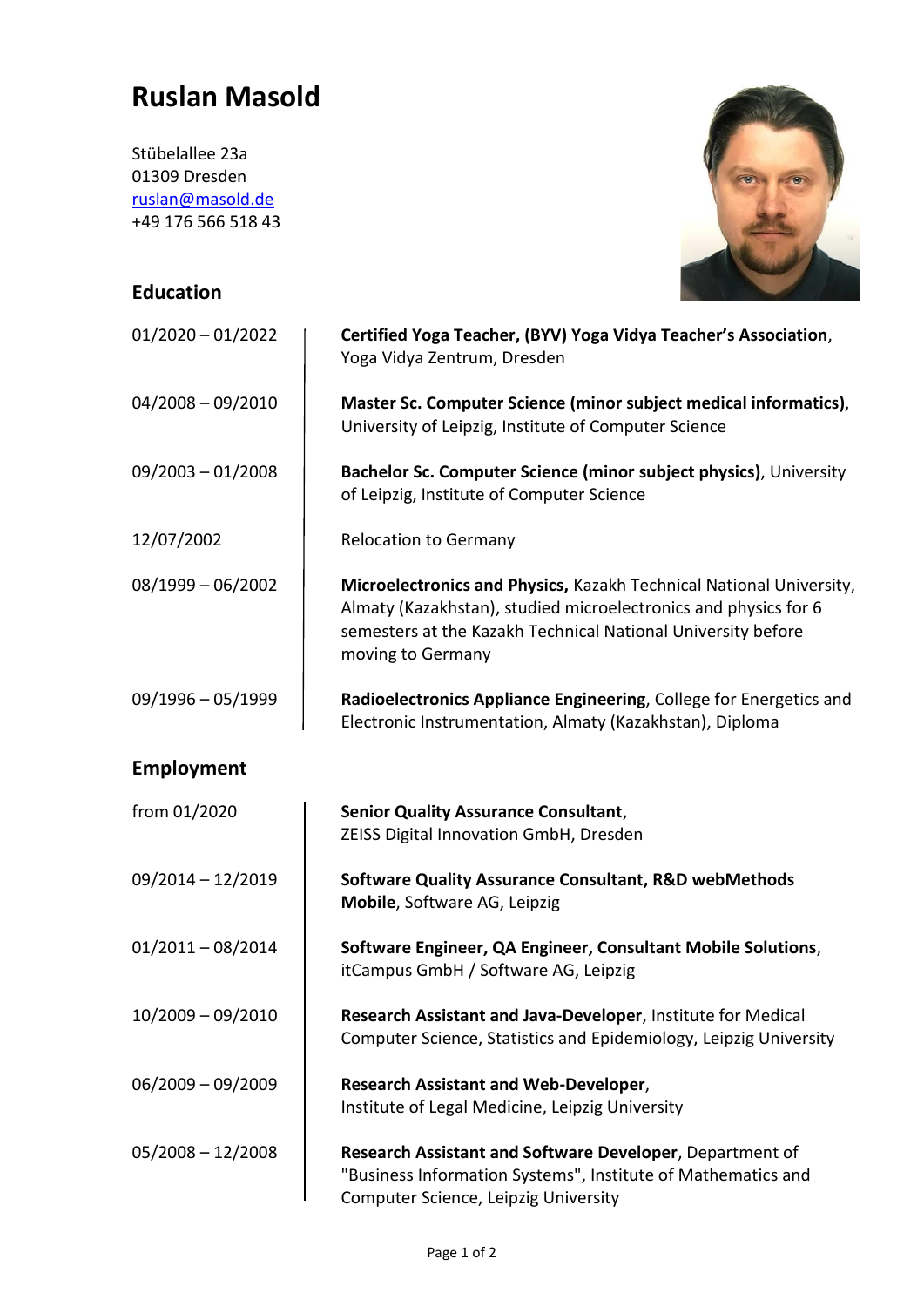# Ruslan Masold

Stübelallee 23a
01309 Dresden
ruslan@masold.de
+49 176 566 518 43

## Education

| | |
|---|---|
| 01/2020 – 01/2022 | **Certified Yoga Teacher, (BYV) Yoga Vidya Teacher's Association**, Yoga Vidya Zentrum, Dresden |
| 04/2008 – 09/2010 | **Master Sc. Computer Science (minor subject medical informatics)**, University of Leipzig, Institute of Computer Science |
| 09/2003 – 01/2008 | **Bachelor Sc. Computer Science (minor subject physics)**, University of Leipzig, Institute of Computer Science |
| 12/07/2002 | Relocation to Germany |
| 08/1999 – 06/2002 | **Microelectronics and Physics,** Kazakh Technical National University, Almaty (Kazakhstan), studied microelectronics and physics for 6 semesters at the Kazakh Technical National University before moving to Germany |
| 09/1996 – 05/1999 | **Radioelectronics Appliance Engineering**, College for Energetics and Electronic Instrumentation, Almaty (Kazakhstan), Diploma |

## Employment

| | |
|---|---|
| from 01/2020 | **Senior Quality Assurance Consultant**, ZEISS Digital Innovation GmbH, Dresden |
| 09/2014 – 12/2019 | **Software Quality Assurance Consultant, R&D webMethods Mobile**, Software AG, Leipzig |
| 01/2011 – 08/2014 | **Software Engineer, QA Engineer, Consultant Mobile Solutions**, itCampus GmbH / Software AG, Leipzig |
| 10/2009 – 09/2010 | **Research Assistant and Java-Developer**, Institute for Medical Computer Science, Statistics and Epidemiology, Leipzig University |
| 06/2009 – 09/2009 | **Research Assistant and Web-Developer**, Institute of Legal Medicine, Leipzig University |
| 05/2008 – 12/2008 | **Research Assistant and Software Developer**, Department of "Business Information Systems", Institute of Mathematics and Computer Science, Leipzig University |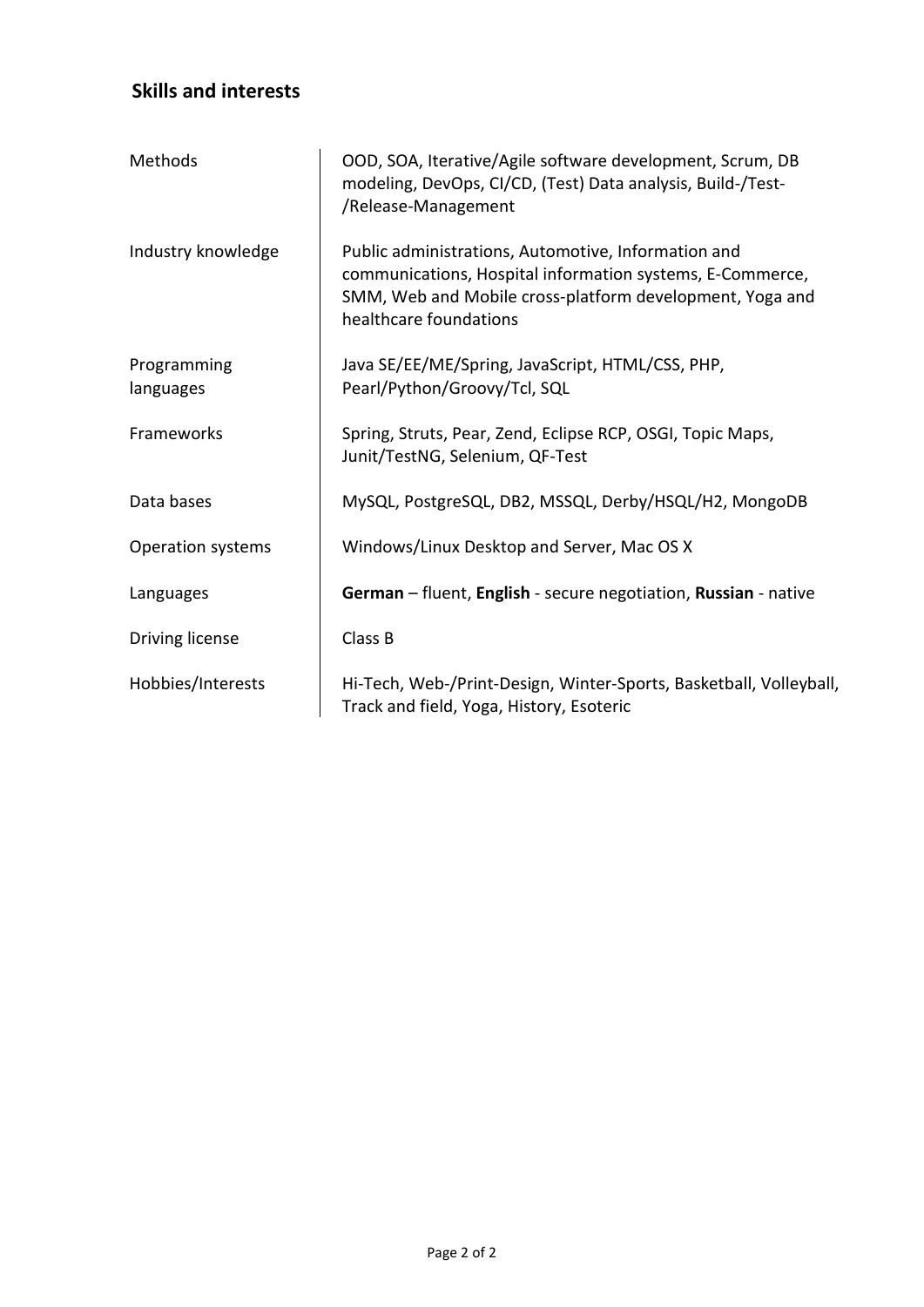## Skills and interests

| | |
|---|---|
| Methods | OOD, SOA, Iterative/Agile software development, Scrum, DB modeling, DevOps, CI/CD, (Test) Data analysis, Build-/Test-/Release-Management |
| Industry knowledge | Public administrations, Automotive, Information and communications, Hospital information systems, E-Commerce, SMM, Web and Mobile cross-platform development, Yoga and healthcare foundations |
| Programming languages | Java SE/EE/ME/Spring, JavaScript, HTML/CSS, PHP, Pearl/Python/Groovy/Tcl, SQL |
| Frameworks | Spring, Struts, Pear, Zend, Eclipse RCP, OSGI, Topic Maps, Junit/TestNG, Selenium, QF-Test |
| Data bases | MySQL, PostgreSQL, DB2, MSSQL, Derby/HSQL/H2, MongoDB |
| Operation systems | Windows/Linux Desktop and Server, Mac OS X |
| Languages | **German** – fluent, **English** - secure negotiation, **Russian** - native |
| Driving license | Class B |
| Hobbies/Interests | Hi-Tech, Web-/Print-Design, Winter-Sports, Basketball, Volleyball, Track and field, Yoga, History, Esoteric |